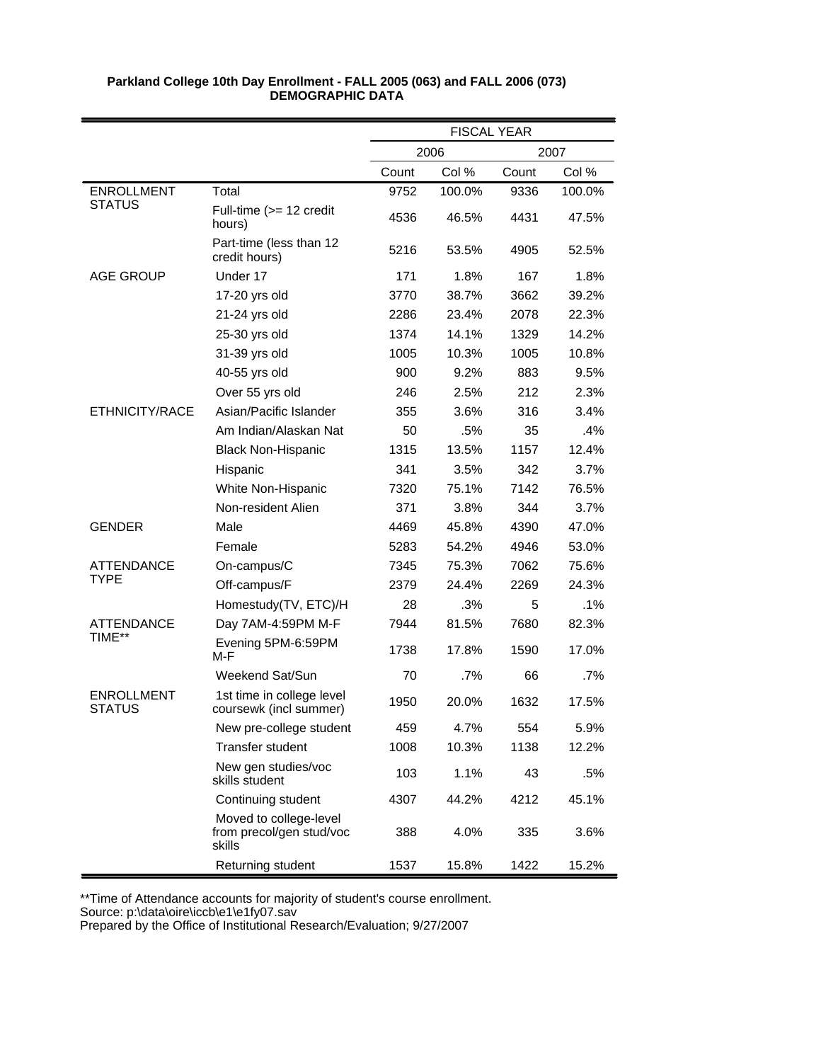**Parkland College 10th Day Enrollment - FALL 2005 (063) and FALL 2006 (073)**
**DEMOGRAPHIC DATA**

| | | FISCAL YEAR | | | |
|---|---|---|---|---|---|
| | | 2006 | | 2007 | |
| | | Count | Col % | Count | Col % |
| ENROLLMENT STATUS | Total | 9752 | 100.0% | 9336 | 100.0% |
| | Full-time (>= 12 credit hours) | 4536 | 46.5% | 4431 | 47.5% |
| | Part-time (less than 12 credit hours) | 5216 | 53.5% | 4905 | 52.5% |
| AGE GROUP | Under 17 | 171 | 1.8% | 167 | 1.8% |
| | 17-20 yrs old | 3770 | 38.7% | 3662 | 39.2% |
| | 21-24 yrs old | 2286 | 23.4% | 2078 | 22.3% |
| | 25-30 yrs old | 1374 | 14.1% | 1329 | 14.2% |
| | 31-39 yrs old | 1005 | 10.3% | 1005 | 10.8% |
| | 40-55 yrs old | 900 | 9.2% | 883 | 9.5% |
| | Over 55 yrs old | 246 | 2.5% | 212 | 2.3% |
| ETHNICITY/RACE | Asian/Pacific Islander | 355 | 3.6% | 316 | 3.4% |
| | Am Indian/Alaskan Nat | 50 | .5% | 35 | .4% |
| | Black Non-Hispanic | 1315 | 13.5% | 1157 | 12.4% |
| | Hispanic | 341 | 3.5% | 342 | 3.7% |
| | White Non-Hispanic | 7320 | 75.1% | 7142 | 76.5% |
| | Non-resident Alien | 371 | 3.8% | 344 | 3.7% |
| GENDER | Male | 4469 | 45.8% | 4390 | 47.0% |
| | Female | 5283 | 54.2% | 4946 | 53.0% |
| ATTENDANCE TYPE | On-campus/C | 7345 | 75.3% | 7062 | 75.6% |
| | Off-campus/F | 2379 | 24.4% | 2269 | 24.3% |
| | Homestudy(TV, ETC)/H | 28 | .3% | 5 | .1% |
| ATTENDANCE TIME** | Day 7AM-4:59PM M-F | 7944 | 81.5% | 7680 | 82.3% |
| | Evening 5PM-6:59PM M-F | 1738 | 17.8% | 1590 | 17.0% |
| | Weekend Sat/Sun | 70 | .7% | 66 | .7% |
| ENROLLMENT STATUS | 1st time in college level coursewk (incl summer) | 1950 | 20.0% | 1632 | 17.5% |
| | New pre-college student | 459 | 4.7% | 554 | 5.9% |
| | Transfer student | 1008 | 10.3% | 1138 | 12.2% |
| | New gen studies/voc skills student | 103 | 1.1% | 43 | .5% |
| | Continuing student | 4307 | 44.2% | 4212 | 45.1% |
| | Moved to college-level from precol/gen stud/voc skills | 388 | 4.0% | 335 | 3.6% |
| | Returning student | 1537 | 15.8% | 1422 | 15.2% |

**Time of Attendance accounts for majority of student's course enrollment.
Source: p:\data\oire\iccb\e1\e1fy07.sav
Prepared by the Office of Institutional Research/Evaluation; 9/27/2007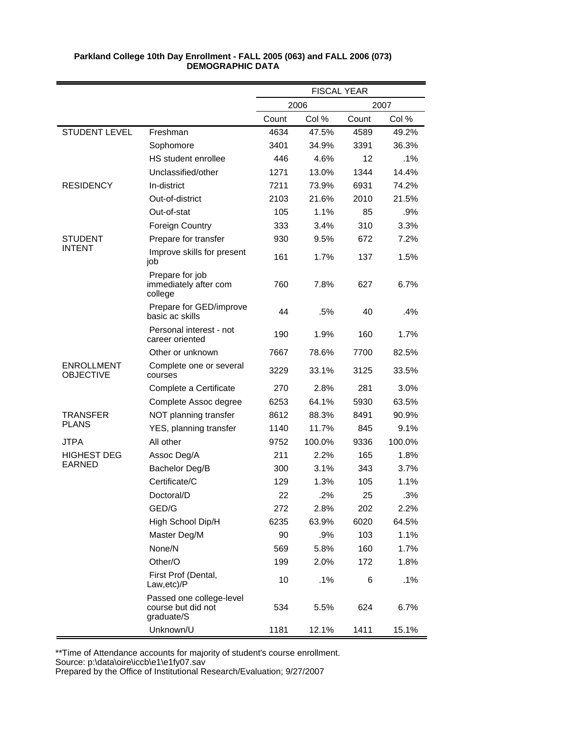**Parkland College 10th Day Enrollment - FALL 2005 (063) and FALL 2006 (073)**
**DEMOGRAPHIC DATA**

| | | FISCAL YEAR | | | |
|---|---|---|---|---|---|
| | | 2006 | | 2007 | |
| | | Count | Col % | Count | Col % |
| STUDENT LEVEL | Freshman | 4634 | 47.5% | 4589 | 49.2% |
| | Sophomore | 3401 | 34.9% | 3391 | 36.3% |
| | HS student enrollee | 446 | 4.6% | 12 | .1% |
| | Unclassified/other | 1271 | 13.0% | 1344 | 14.4% |
| RESIDENCY | In-district | 7211 | 73.9% | 6931 | 74.2% |
| | Out-of-district | 2103 | 21.6% | 2010 | 21.5% |
| | Out-of-stat | 105 | 1.1% | 85 | .9% |
| | Foreign Country | 333 | 3.4% | 310 | 3.3% |
| STUDENT INTENT | Prepare for transfer | 930 | 9.5% | 672 | 7.2% |
| | Improve skills for present job | 161 | 1.7% | 137 | 1.5% |
| | Prepare for job immediately after com college | 760 | 7.8% | 627 | 6.7% |
| | Prepare for GED/improve basic ac skills | 44 | .5% | 40 | .4% |
| | Personal interest - not career oriented | 190 | 1.9% | 160 | 1.7% |
| | Other or unknown | 7667 | 78.6% | 7700 | 82.5% |
| ENROLLMENT OBJECTIVE | Complete one or several courses | 3229 | 33.1% | 3125 | 33.5% |
| | Complete a Certificate | 270 | 2.8% | 281 | 3.0% |
| | Complete Assoc degree | 6253 | 64.1% | 5930 | 63.5% |
| TRANSFER PLANS | NOT planning transfer | 8612 | 88.3% | 8491 | 90.9% |
| | YES, planning transfer | 1140 | 11.7% | 845 | 9.1% |
| JTPA | All other | 9752 | 100.0% | 9336 | 100.0% |
| HIGHEST DEG EARNED | Assoc Deg/A | 211 | 2.2% | 165 | 1.8% |
| | Bachelor Deg/B | 300 | 3.1% | 343 | 3.7% |
| | Certificate/C | 129 | 1.3% | 105 | 1.1% |
| | Doctoral/D | 22 | .2% | 25 | .3% |
| | GED/G | 272 | 2.8% | 202 | 2.2% |
| | High School Dip/H | 6235 | 63.9% | 6020 | 64.5% |
| | Master Deg/M | 90 | .9% | 103 | 1.1% |
| | None/N | 569 | 5.8% | 160 | 1.7% |
| | Other/O | 199 | 2.0% | 172 | 1.8% |
| | First Prof (Dental, Law,etc)/P | 10 | .1% | 6 | .1% |
| | Passed one college-level course but did not graduate/S | 534 | 5.5% | 624 | 6.7% |
| | Unknown/U | 1181 | 12.1% | 1411 | 15.1% |

**Time of Attendance accounts for majority of student's course enrollment.
Source: p:\data\oire\iccb\e1\e1fy07.sav
Prepared by the Office of Institutional Research/Evaluation; 9/27/2007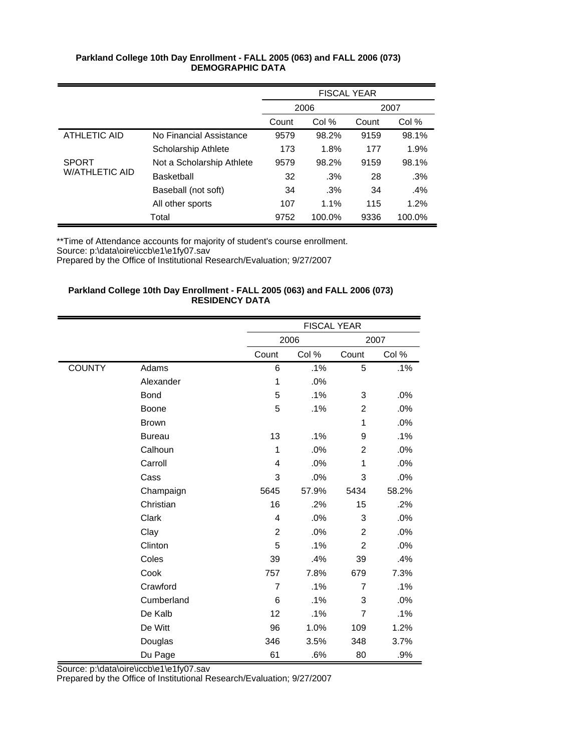**Parkland College 10th Day Enrollment - FALL 2005 (063) and FALL 2006 (073)**
**DEMOGRAPHIC DATA**

| | | FISCAL YEAR | | | |
|---|---|---|---|---|---|
| | | 2006 | | 2007 | |
| | | Count | Col % | Count | Col % |
| ATHLETIC AID | No Financial Assistance | 9579 | 98.2% | 9159 | 98.1% |
| | Scholarship Athlete | 173 | 1.8% | 177 | 1.9% |
| SPORT W/ATHLETIC AID | Not a Scholarship Athlete | 9579 | 98.2% | 9159 | 98.1% |
| | Basketball | 32 | .3% | 28 | .3% |
| | Baseball (not soft) | 34 | .3% | 34 | .4% |
| | All other sports | 107 | 1.1% | 115 | 1.2% |
| | Total | 9752 | 100.0% | 9336 | 100.0% |

**Time of Attendance accounts for majority of student's course enrollment.
Source: p:\data\oire\iccb\e1\e1fy07.sav
Prepared by the Office of Institutional Research/Evaluation; 9/27/2007

**Parkland College 10th Day Enrollment - FALL 2005 (063) and FALL 2006 (073)**
**RESIDENCY DATA**

| | | FISCAL YEAR | | | |
|---|---|---|---|---|---|
| | | 2006 | | 2007 | |
| | | Count | Col % | Count | Col % |
| COUNTY | Adams | 6 | .1% | 5 | .1% |
| | Alexander | 1 | .0% | | |
| | Bond | 5 | .1% | 3 | .0% |
| | Boone | 5 | .1% | 2 | .0% |
| | Brown | | | 1 | .0% |
| | Bureau | 13 | .1% | 9 | .1% |
| | Calhoun | 1 | .0% | 2 | .0% |
| | Carroll | 4 | .0% | 1 | .0% |
| | Cass | 3 | .0% | 3 | .0% |
| | Champaign | 5645 | 57.9% | 5434 | 58.2% |
| | Christian | 16 | .2% | 15 | .2% |
| | Clark | 4 | .0% | 3 | .0% |
| | Clay | 2 | .0% | 2 | .0% |
| | Clinton | 5 | .1% | 2 | .0% |
| | Coles | 39 | .4% | 39 | .4% |
| | Cook | 757 | 7.8% | 679 | 7.3% |
| | Crawford | 7 | .1% | 7 | .1% |
| | Cumberland | 6 | .1% | 3 | .0% |
| | De Kalb | 12 | .1% | 7 | .1% |
| | De Witt | 96 | 1.0% | 109 | 1.2% |
| | Douglas | 346 | 3.5% | 348 | 3.7% |
| | Du Page | 61 | .6% | 80 | .9% |

Source: p:\data\oire\iccb\e1\e1fy07.sav
Prepared by the Office of Institutional Research/Evaluation; 9/27/2007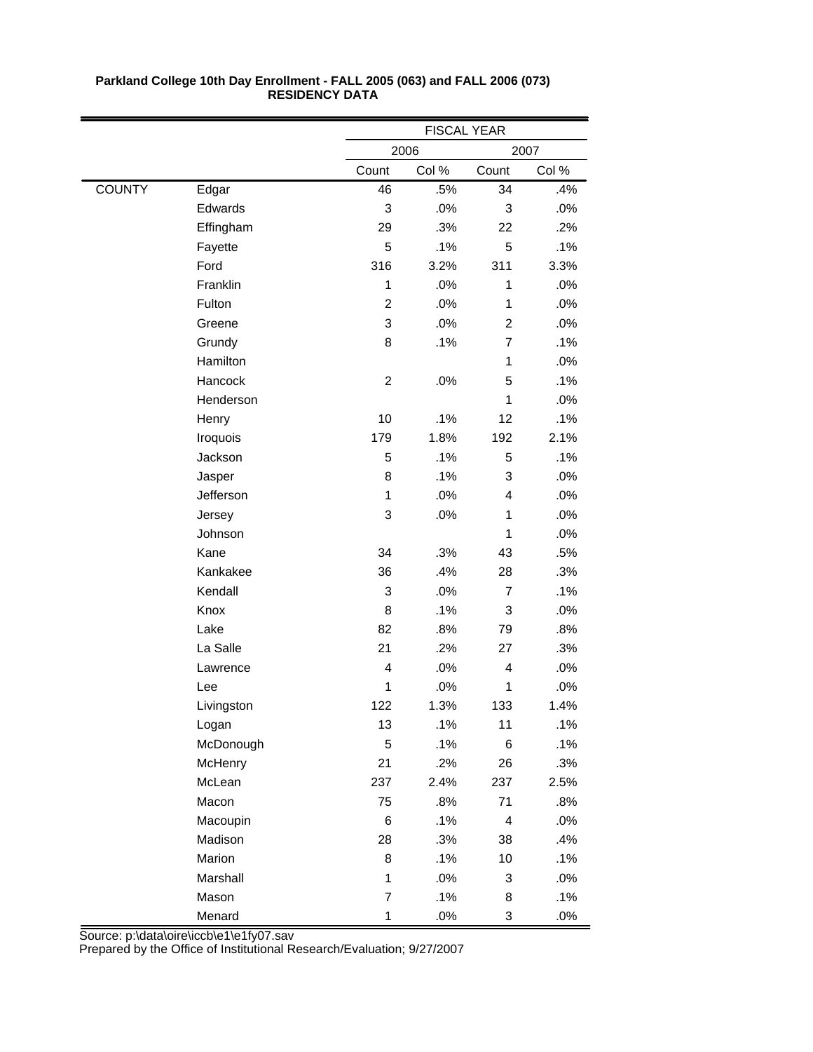**Parkland College 10th Day Enrollment - FALL 2005 (063) and FALL 2006 (073)**
**RESIDENCY DATA**

| | | FISCAL YEAR | | | |
|---|---|---|---|---|---|
| | | 2006 | | 2007 | |
| | | Count | Col % | Count | Col % |
| COUNTY | Edgar | 46 | .5% | 34 | .4% |
| | Edwards | 3 | .0% | 3 | .0% |
| | Effingham | 29 | .3% | 22 | .2% |
| | Fayette | 5 | .1% | 5 | .1% |
| | Ford | 316 | 3.2% | 311 | 3.3% |
| | Franklin | 1 | .0% | 1 | .0% |
| | Fulton | 2 | .0% | 1 | .0% |
| | Greene | 3 | .0% | 2 | .0% |
| | Grundy | 8 | .1% | 7 | .1% |
| | Hamilton | | | 1 | .0% |
| | Hancock | 2 | .0% | 5 | .1% |
| | Henderson | | | 1 | .0% |
| | Henry | 10 | .1% | 12 | .1% |
| | Iroquois | 179 | 1.8% | 192 | 2.1% |
| | Jackson | 5 | .1% | 5 | .1% |
| | Jasper | 8 | .1% | 3 | .0% |
| | Jefferson | 1 | .0% | 4 | .0% |
| | Jersey | 3 | .0% | 1 | .0% |
| | Johnson | | | 1 | .0% |
| | Kane | 34 | .3% | 43 | .5% |
| | Kankakee | 36 | .4% | 28 | .3% |
| | Kendall | 3 | .0% | 7 | .1% |
| | Knox | 8 | .1% | 3 | .0% |
| | Lake | 82 | .8% | 79 | .8% |
| | La Salle | 21 | .2% | 27 | .3% |
| | Lawrence | 4 | .0% | 4 | .0% |
| | Lee | 1 | .0% | 1 | .0% |
| | Livingston | 122 | 1.3% | 133 | 1.4% |
| | Logan | 13 | .1% | 11 | .1% |
| | McDonough | 5 | .1% | 6 | .1% |
| | McHenry | 21 | .2% | 26 | .3% |
| | McLean | 237 | 2.4% | 237 | 2.5% |
| | Macon | 75 | .8% | 71 | .8% |
| | Macoupin | 6 | .1% | 4 | .0% |
| | Madison | 28 | .3% | 38 | .4% |
| | Marion | 8 | .1% | 10 | .1% |
| | Marshall | 1 | .0% | 3 | .0% |
| | Mason | 7 | .1% | 8 | .1% |
| | Menard | 1 | .0% | 3 | .0% |

Source: p:\data\oire\iccb\e1\e1fy07.sav
Prepared by the Office of Institutional Research/Evaluation; 9/27/2007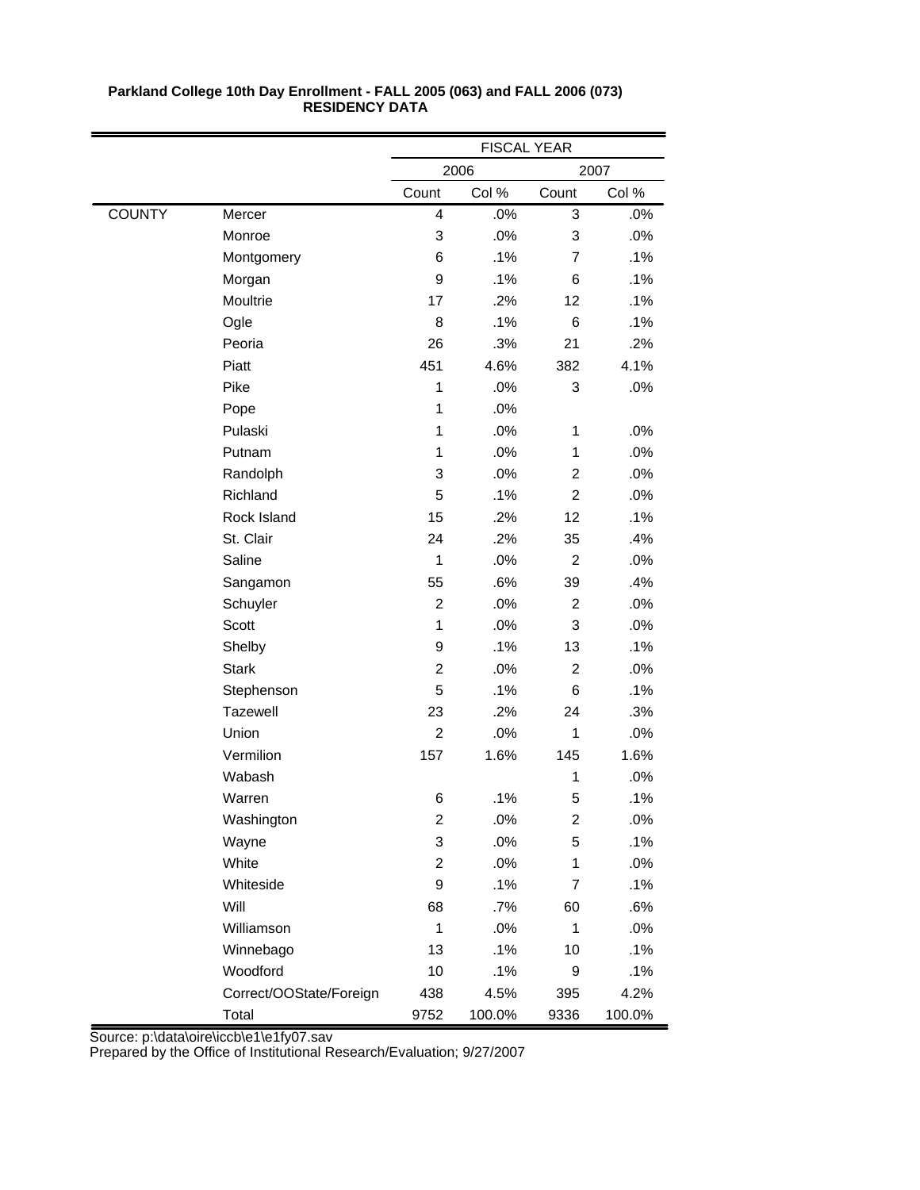**Parkland College 10th Day Enrollment - FALL 2005 (063) and FALL 2006 (073)**
**RESIDENCY DATA**

| | | FISCAL YEAR | | | |
|---|---|---|---|---|---|
| | | 2006 | | 2007 | |
| | | Count | Col % | Count | Col % |
| COUNTY | Mercer | 4 | .0% | 3 | .0% |
| | Monroe | 3 | .0% | 3 | .0% |
| | Montgomery | 6 | .1% | 7 | .1% |
| | Morgan | 9 | .1% | 6 | .1% |
| | Moultrie | 17 | .2% | 12 | .1% |
| | Ogle | 8 | .1% | 6 | .1% |
| | Peoria | 26 | .3% | 21 | .2% |
| | Piatt | 451 | 4.6% | 382 | 4.1% |
| | Pike | 1 | .0% | 3 | .0% |
| | Pope | 1 | .0% | | |
| | Pulaski | 1 | .0% | 1 | .0% |
| | Putnam | 1 | .0% | 1 | .0% |
| | Randolph | 3 | .0% | 2 | .0% |
| | Richland | 5 | .1% | 2 | .0% |
| | Rock Island | 15 | .2% | 12 | .1% |
| | St. Clair | 24 | .2% | 35 | .4% |
| | Saline | 1 | .0% | 2 | .0% |
| | Sangamon | 55 | .6% | 39 | .4% |
| | Schuyler | 2 | .0% | 2 | .0% |
| | Scott | 1 | .0% | 3 | .0% |
| | Shelby | 9 | .1% | 13 | .1% |
| | Stark | 2 | .0% | 2 | .0% |
| | Stephenson | 5 | .1% | 6 | .1% |
| | Tazewell | 23 | .2% | 24 | .3% |
| | Union | 2 | .0% | 1 | .0% |
| | Vermilion | 157 | 1.6% | 145 | 1.6% |
| | Wabash | | | 1 | .0% |
| | Warren | 6 | .1% | 5 | .1% |
| | Washington | 2 | .0% | 2 | .0% |
| | Wayne | 3 | .0% | 5 | .1% |
| | White | 2 | .0% | 1 | .0% |
| | Whiteside | 9 | .1% | 7 | .1% |
| | Will | 68 | .7% | 60 | .6% |
| | Williamson | 1 | .0% | 1 | .0% |
| | Winnebago | 13 | .1% | 10 | .1% |
| | Woodford | 10 | .1% | 9 | .1% |
| | Correct/OOState/Foreign | 438 | 4.5% | 395 | 4.2% |
| | Total | 9752 | 100.0% | 9336 | 100.0% |

Source: p:\data\oire\iccb\e1\e1fy07.sav
Prepared by the Office of Institutional Research/Evaluation; 9/27/2007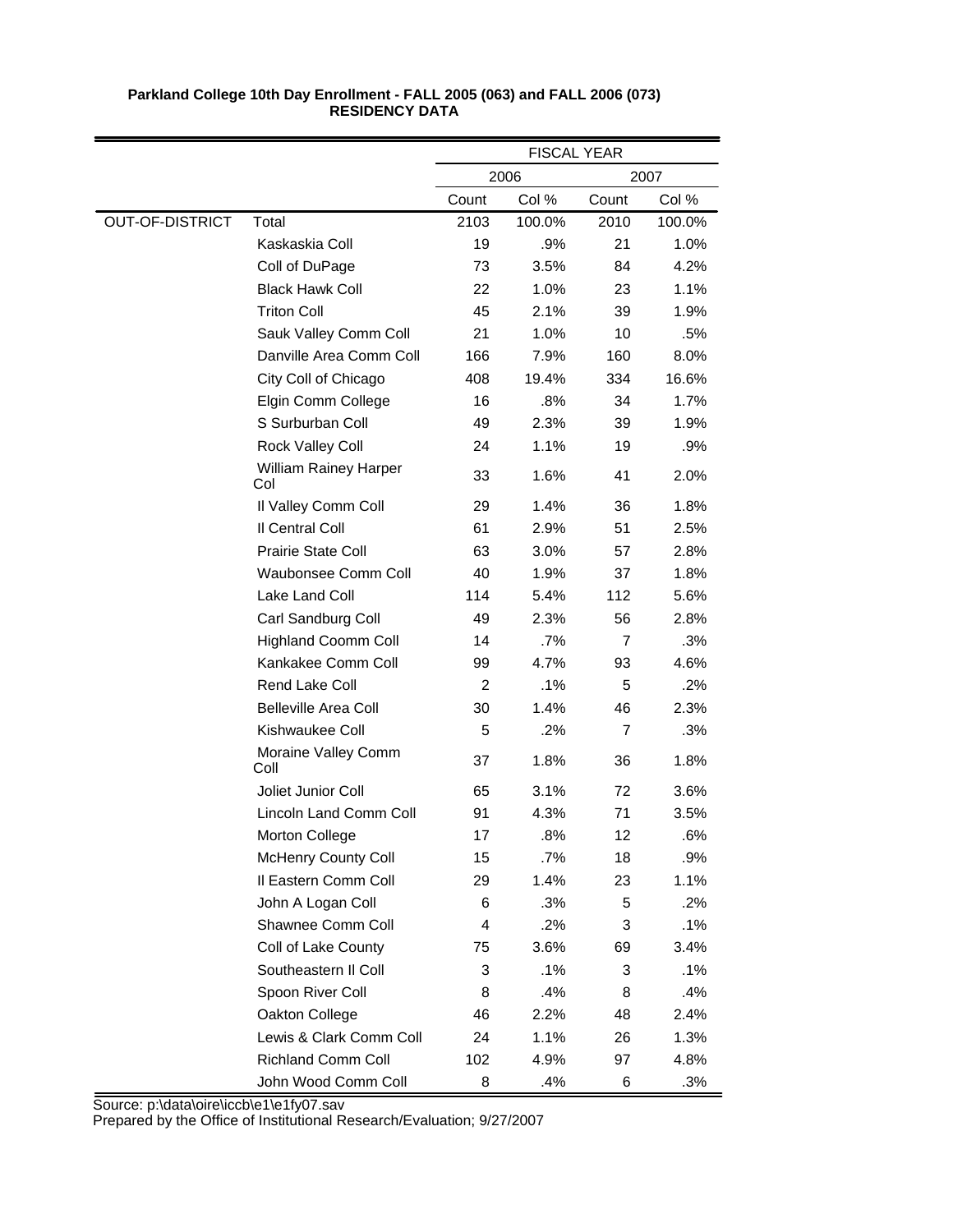**Parkland College 10th Day Enrollment - FALL 2005 (063) and FALL 2006 (073)**
**RESIDENCY DATA**

| | | FISCAL YEAR | | | |
|---|---|---|---|---|---|
| | | 2006 | | 2007 | |
| | | Count | Col % | Count | Col % |
| OUT-OF-DISTRICT | Total | 2103 | 100.0% | 2010 | 100.0% |
| | Kaskaskia Coll | 19 | .9% | 21 | 1.0% |
| | Coll of DuPage | 73 | 3.5% | 84 | 4.2% |
| | Black Hawk Coll | 22 | 1.0% | 23 | 1.1% |
| | Triton Coll | 45 | 2.1% | 39 | 1.9% |
| | Sauk Valley Comm Coll | 21 | 1.0% | 10 | .5% |
| | Danville Area Comm Coll | 166 | 7.9% | 160 | 8.0% |
| | City Coll of Chicago | 408 | 19.4% | 334 | 16.6% |
| | Elgin Comm College | 16 | .8% | 34 | 1.7% |
| | S Surburban Coll | 49 | 2.3% | 39 | 1.9% |
| | Rock Valley Coll | 24 | 1.1% | 19 | .9% |
| | William Rainey Harper Col | 33 | 1.6% | 41 | 2.0% |
| | Il Valley Comm Coll | 29 | 1.4% | 36 | 1.8% |
| | Il Central Coll | 61 | 2.9% | 51 | 2.5% |
| | Prairie State Coll | 63 | 3.0% | 57 | 2.8% |
| | Waubonsee Comm Coll | 40 | 1.9% | 37 | 1.8% |
| | Lake Land Coll | 114 | 5.4% | 112 | 5.6% |
| | Carl Sandburg Coll | 49 | 2.3% | 56 | 2.8% |
| | Highland Coomm Coll | 14 | .7% | 7 | .3% |
| | Kankakee Comm Coll | 99 | 4.7% | 93 | 4.6% |
| | Rend Lake Coll | 2 | .1% | 5 | .2% |
| | Belleville Area Coll | 30 | 1.4% | 46 | 2.3% |
| | Kishwaukee Coll | 5 | .2% | 7 | .3% |
| | Moraine Valley Comm Coll | 37 | 1.8% | 36 | 1.8% |
| | Joliet Junior Coll | 65 | 3.1% | 72 | 3.6% |
| | Lincoln Land Comm Coll | 91 | 4.3% | 71 | 3.5% |
| | Morton College | 17 | .8% | 12 | .6% |
| | McHenry County Coll | 15 | .7% | 18 | .9% |
| | Il Eastern Comm Coll | 29 | 1.4% | 23 | 1.1% |
| | John A Logan Coll | 6 | .3% | 5 | .2% |
| | Shawnee Comm Coll | 4 | .2% | 3 | .1% |
| | Coll of Lake County | 75 | 3.6% | 69 | 3.4% |
| | Southeastern Il Coll | 3 | .1% | 3 | .1% |
| | Spoon River Coll | 8 | .4% | 8 | .4% |
| | Oakton College | 46 | 2.2% | 48 | 2.4% |
| | Lewis & Clark Comm Coll | 24 | 1.1% | 26 | 1.3% |
| | Richland Comm Coll | 102 | 4.9% | 97 | 4.8% |
| | John Wood Comm Coll | 8 | .4% | 6 | .3% |

Source: p:\data\oire\iccb\e1\e1fy07.sav
Prepared by the Office of Institutional Research/Evaluation; 9/27/2007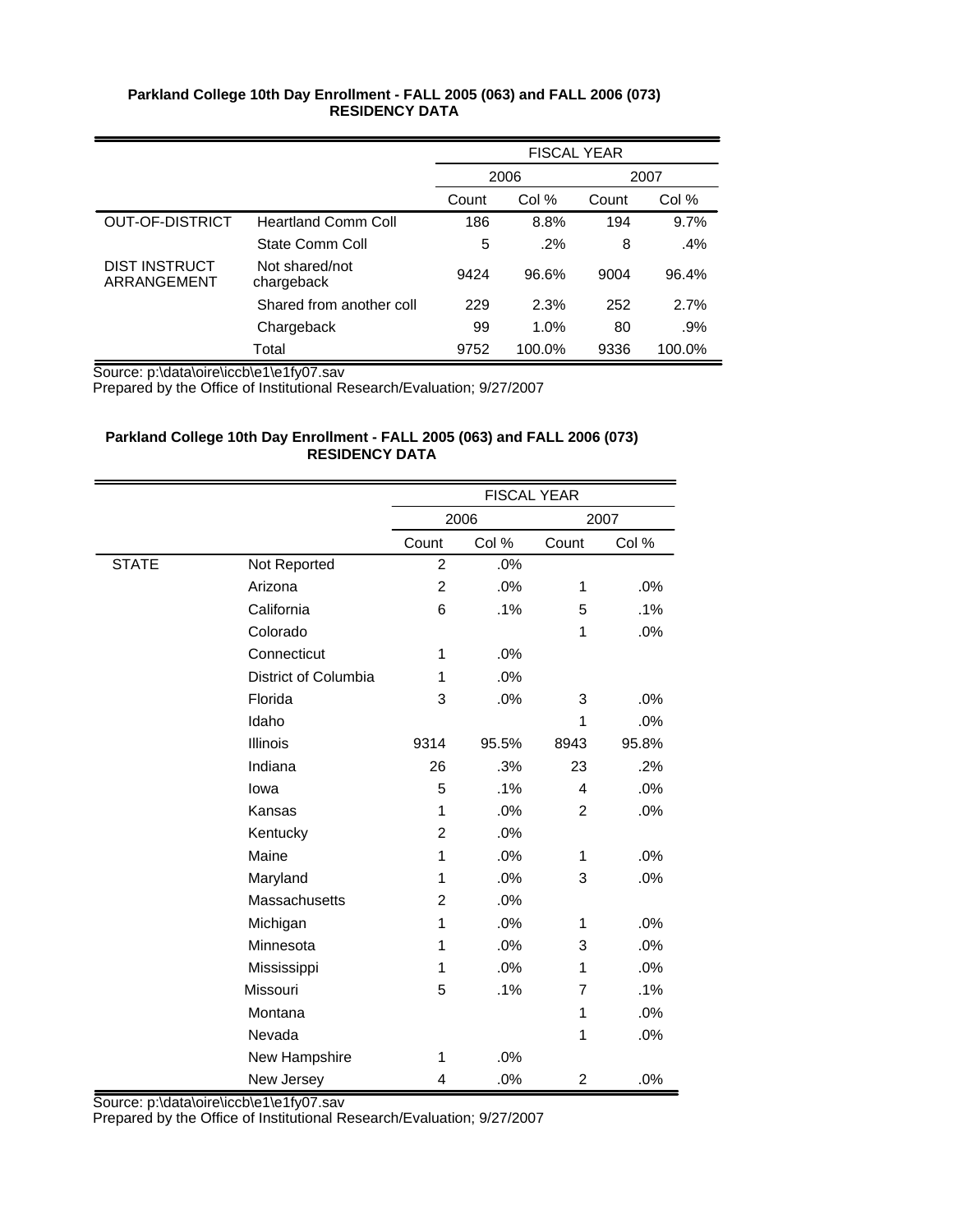**Parkland College 10th Day Enrollment - FALL 2005 (063) and FALL 2006 (073)**
**RESIDENCY DATA**

| | | FISCAL YEAR | | | |
|---|---|---|---|---|---|
| | | 2006 | | 2007 | |
| | | Count | Col % | Count | Col % |
| OUT-OF-DISTRICT | Heartland Comm Coll | 186 | 8.8% | 194 | 9.7% |
| | State Comm Coll | 5 | .2% | 8 | .4% |
| DIST INSTRUCT ARRANGEMENT | Not shared/not chargeback | 9424 | 96.6% | 9004 | 96.4% |
| | Shared from another coll | 229 | 2.3% | 252 | 2.7% |
| | Chargeback | 99 | 1.0% | 80 | .9% |
| | Total | 9752 | 100.0% | 9336 | 100.0% |

Source: p:\data\oire\iccb\e1\e1fy07.sav
Prepared by the Office of Institutional Research/Evaluation; 9/27/2007

**Parkland College 10th Day Enrollment - FALL 2005 (063) and FALL 2006 (073)**
**RESIDENCY DATA**

| | | FISCAL YEAR | | | |
|---|---|---|---|---|---|
| | | 2006 | | 2007 | |
| | | Count | Col % | Count | Col % |
| STATE | Not Reported | 2 | .0% | | |
| | Arizona | 2 | .0% | 1 | .0% |
| | California | 6 | .1% | 5 | .1% |
| | Colorado | | | 1 | .0% |
| | Connecticut | 1 | .0% | | |
| | District of Columbia | 1 | .0% | | |
| | Florida | 3 | .0% | 3 | .0% |
| | Idaho | | | 1 | .0% |
| | Illinois | 9314 | 95.5% | 8943 | 95.8% |
| | Indiana | 26 | .3% | 23 | .2% |
| | Iowa | 5 | .1% | 4 | .0% |
| | Kansas | 1 | .0% | 2 | .0% |
| | Kentucky | 2 | .0% | | |
| | Maine | 1 | .0% | 1 | .0% |
| | Maryland | 1 | .0% | 3 | .0% |
| | Massachusetts | 2 | .0% | | |
| | Michigan | 1 | .0% | 1 | .0% |
| | Minnesota | 1 | .0% | 3 | .0% |
| | Mississippi | 1 | .0% | 1 | .0% |
| | Missouri | 5 | .1% | 7 | .1% |
| | Montana | | | 1 | .0% |
| | Nevada | | | 1 | .0% |
| | New Hampshire | 1 | .0% | | |
| | New Jersey | 4 | .0% | 2 | .0% |

Source: p:\data\oire\iccb\e1\e1fy07.sav
Prepared by the Office of Institutional Research/Evaluation; 9/27/2007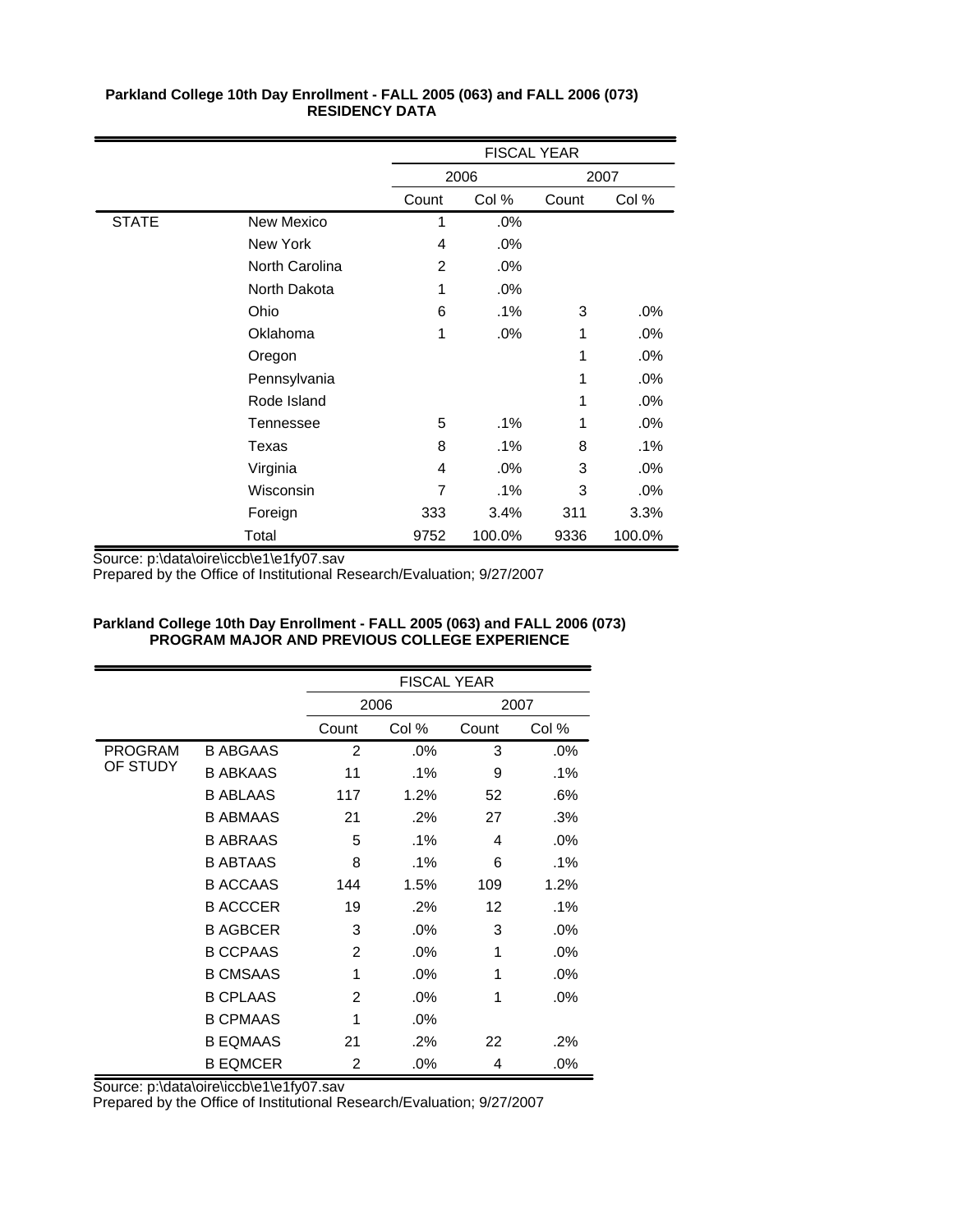**Parkland College 10th Day Enrollment - FALL 2005 (063) and FALL 2006 (073)**
**RESIDENCY DATA**

| | | FISCAL YEAR | | | |
|---|---|---|---|---|---|
| | | 2006 | | 2007 | |
| | | Count | Col % | Count | Col % |
| STATE | New Mexico | 1 | .0% | | |
| | New York | 4 | .0% | | |
| | North Carolina | 2 | .0% | | |
| | North Dakota | 1 | .0% | | |
| | Ohio | 6 | .1% | 3 | .0% |
| | Oklahoma | 1 | .0% | 1 | .0% |
| | Oregon | | | 1 | .0% |
| | Pennsylvania | | | 1 | .0% |
| | Rode Island | | | 1 | .0% |
| | Tennessee | 5 | .1% | 1 | .0% |
| | Texas | 8 | .1% | 8 | .1% |
| | Virginia | 4 | .0% | 3 | .0% |
| | Wisconsin | 7 | .1% | 3 | .0% |
| | Foreign | 333 | 3.4% | 311 | 3.3% |
| | Total | 9752 | 100.0% | 9336 | 100.0% |

Source: p:\data\oire\iccb\e1\e1fy07.sav
Prepared by the Office of Institutional Research/Evaluation; 9/27/2007

**Parkland College 10th Day Enrollment - FALL 2005 (063) and FALL 2006 (073)**
**PROGRAM MAJOR AND PREVIOUS COLLEGE EXPERIENCE**

| | | FISCAL YEAR | | | |
|---|---|---|---|---|---|
| | | 2006 | | 2007 | |
| | | Count | Col % | Count | Col % |
| PROGRAM OF STUDY | B ABGAAS | 2 | .0% | 3 | .0% |
| | B ABKAAS | 11 | .1% | 9 | .1% |
| | B ABLAAS | 117 | 1.2% | 52 | .6% |
| | B ABMAAS | 21 | .2% | 27 | .3% |
| | B ABRAAS | 5 | .1% | 4 | .0% |
| | B ABTAAS | 8 | .1% | 6 | .1% |
| | B ACCAAS | 144 | 1.5% | 109 | 1.2% |
| | B ACCCER | 19 | .2% | 12 | .1% |
| | B AGBCER | 3 | .0% | 3 | .0% |
| | B CCPAAS | 2 | .0% | 1 | .0% |
| | B CMSAAS | 1 | .0% | 1 | .0% |
| | B CPLAAS | 2 | .0% | 1 | .0% |
| | B CPMAAS | 1 | .0% | | |
| | B EQMAAS | 21 | .2% | 22 | .2% |
| | B EQMCER | 2 | .0% | 4 | .0% |

Source: p:\data\oire\iccb\e1\e1fy07.sav
Prepared by the Office of Institutional Research/Evaluation; 9/27/2007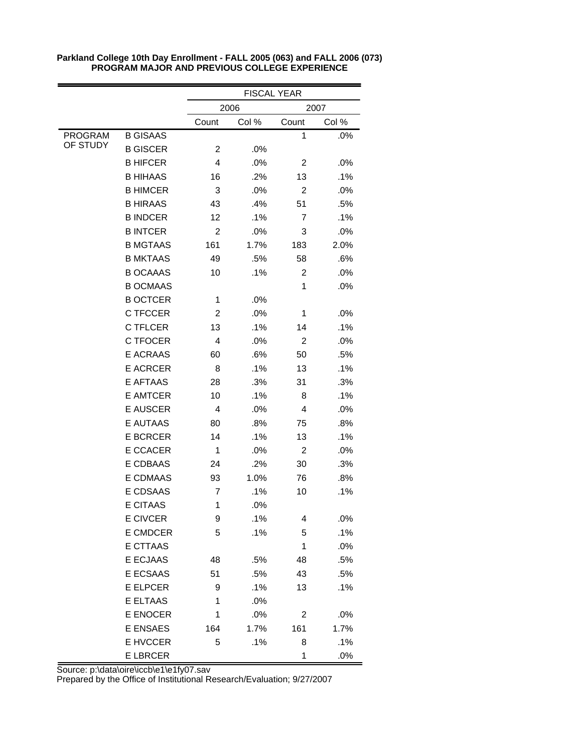**Parkland College 10th Day Enrollment - FALL 2005 (063) and FALL 2006 (073)**
**PROGRAM MAJOR AND PREVIOUS COLLEGE EXPERIENCE**

| | | FISCAL YEAR | | | |
|---|---|---|---|---|---|
| | | 2006 | | 2007 | |
| | | Count | Col % | Count | Col % |
| PROGRAM OF STUDY | B GISAAS | | | 1 | .0% |
| | B GISCER | 2 | .0% | | |
| | B HIFCER | 4 | .0% | 2 | .0% |
| | B HIHAAS | 16 | .2% | 13 | .1% |
| | B HIMCER | 3 | .0% | 2 | .0% |
| | B HIRAAS | 43 | .4% | 51 | .5% |
| | B INDCER | 12 | .1% | 7 | .1% |
| | B INTCER | 2 | .0% | 3 | .0% |
| | B MGTAAS | 161 | 1.7% | 183 | 2.0% |
| | B MKTAAS | 49 | .5% | 58 | .6% |
| | B OCAAAS | 10 | .1% | 2 | .0% |
| | B OCMAAS | | | 1 | .0% |
| | B OCTCER | 1 | .0% | | |
| | C TFCCER | 2 | .0% | 1 | .0% |
| | C TFLCER | 13 | .1% | 14 | .1% |
| | C TFOCER | 4 | .0% | 2 | .0% |
| | E ACRAAS | 60 | .6% | 50 | .5% |
| | E ACRCER | 8 | .1% | 13 | .1% |
| | E AFTAAS | 28 | .3% | 31 | .3% |
| | E AMTCER | 10 | .1% | 8 | .1% |
| | E AUSCER | 4 | .0% | 4 | .0% |
| | E AUTAAS | 80 | .8% | 75 | .8% |
| | E BCRCER | 14 | .1% | 13 | .1% |
| | E CCACER | 1 | .0% | 2 | .0% |
| | E CDBAAS | 24 | .2% | 30 | .3% |
| | E CDMAAS | 93 | 1.0% | 76 | .8% |
| | E CDSAAS | 7 | .1% | 10 | .1% |
| | E CITAAS | 1 | .0% | | |
| | E CIVCER | 9 | .1% | 4 | .0% |
| | E CMDCER | 5 | .1% | 5 | .1% |
| | E CTTAAS | | | 1 | .0% |
| | E ECJAAS | 48 | .5% | 48 | .5% |
| | E ECSAAS | 51 | .5% | 43 | .5% |
| | E ELPCER | 9 | .1% | 13 | .1% |
| | E ELTAAS | 1 | .0% | | |
| | E ENOCER | 1 | .0% | 2 | .0% |
| | E ENSAES | 164 | 1.7% | 161 | 1.7% |
| | E HVCCER | 5 | .1% | 8 | .1% |
| | E LBRCER | | | 1 | .0% |

Source: p:\data\oire\iccb\e1\e1fy07.sav
Prepared by the Office of Institutional Research/Evaluation; 9/27/2007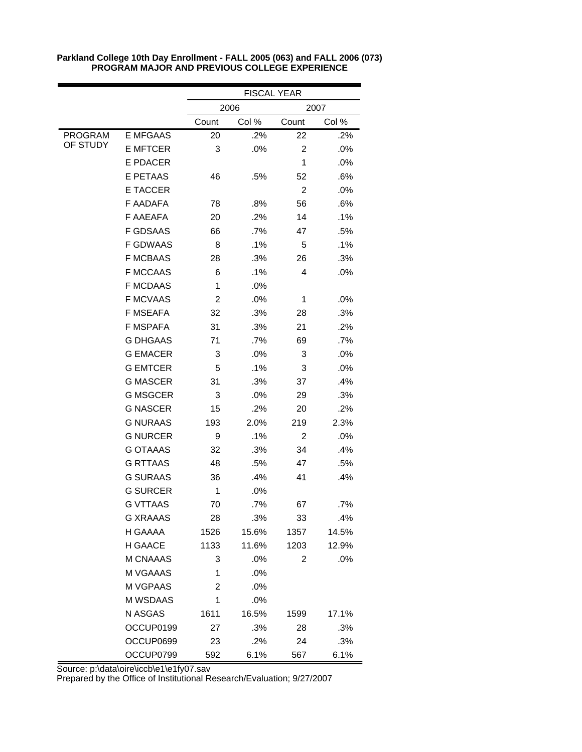**Parkland College 10th Day Enrollment - FALL 2005 (063) and FALL 2006 (073)**
**PROGRAM MAJOR AND PREVIOUS COLLEGE EXPERIENCE**

| | | FISCAL YEAR | | | |
|---|---|---|---|---|---|
| | | 2006 | | 2007 | |
| | | Count | Col % | Count | Col % |
| PROGRAM OF STUDY | E MFGAAS | 20 | .2% | 22 | .2% |
| | E MFTCER | 3 | .0% | 2 | .0% |
| | E PDACER | | | 1 | .0% |
| | E PETAAS | 46 | .5% | 52 | .6% |
| | E TACCER | | | 2 | .0% |
| | F AADAFA | 78 | .8% | 56 | .6% |
| | F AAEAFA | 20 | .2% | 14 | .1% |
| | F GDSAAS | 66 | .7% | 47 | .5% |
| | F GDWAAS | 8 | .1% | 5 | .1% |
| | F MCBAAS | 28 | .3% | 26 | .3% |
| | F MCCAAS | 6 | .1% | 4 | .0% |
| | F MCDAAS | 1 | .0% | | |
| | F MCVAAS | 2 | .0% | 1 | .0% |
| | F MSEAFA | 32 | .3% | 28 | .3% |
| | F MSPAFA | 31 | .3% | 21 | .2% |
| | G DHGAAS | 71 | .7% | 69 | .7% |
| | G EMACER | 3 | .0% | 3 | .0% |
| | G EMTCER | 5 | .1% | 3 | .0% |
| | G MASCER | 31 | .3% | 37 | .4% |
| | G MSGCER | 3 | .0% | 29 | .3% |
| | G NASCER | 15 | .2% | 20 | .2% |
| | G NURAAS | 193 | 2.0% | 219 | 2.3% |
| | G NURCER | 9 | .1% | 2 | .0% |
| | G OTAAAS | 32 | .3% | 34 | .4% |
| | G RTTAAS | 48 | .5% | 47 | .5% |
| | G SURAAS | 36 | .4% | 41 | .4% |
| | G SURCER | 1 | .0% | | |
| | G VTTAAS | 70 | .7% | 67 | .7% |
| | G XRAAAS | 28 | .3% | 33 | .4% |
| | H GAAAA | 1526 | 15.6% | 1357 | 14.5% |
| | H GAACE | 1133 | 11.6% | 1203 | 12.9% |
| | M CNAAAS | 3 | .0% | 2 | .0% |
| | M VGAAAS | 1 | .0% | | |
| | M VGPAAS | 2 | .0% | | |
| | M WSDAAS | 1 | .0% | | |
| | N ASGAS | 1611 | 16.5% | 1599 | 17.1% |
| | OCCUP0199 | 27 | .3% | 28 | .3% |
| | OCCUP0699 | 23 | .2% | 24 | .3% |
| | OCCUP0799 | 592 | 6.1% | 567 | 6.1% |

Source: p:\data\oire\iccb\e1\e1fy07.sav
Prepared by the Office of Institutional Research/Evaluation; 9/27/2007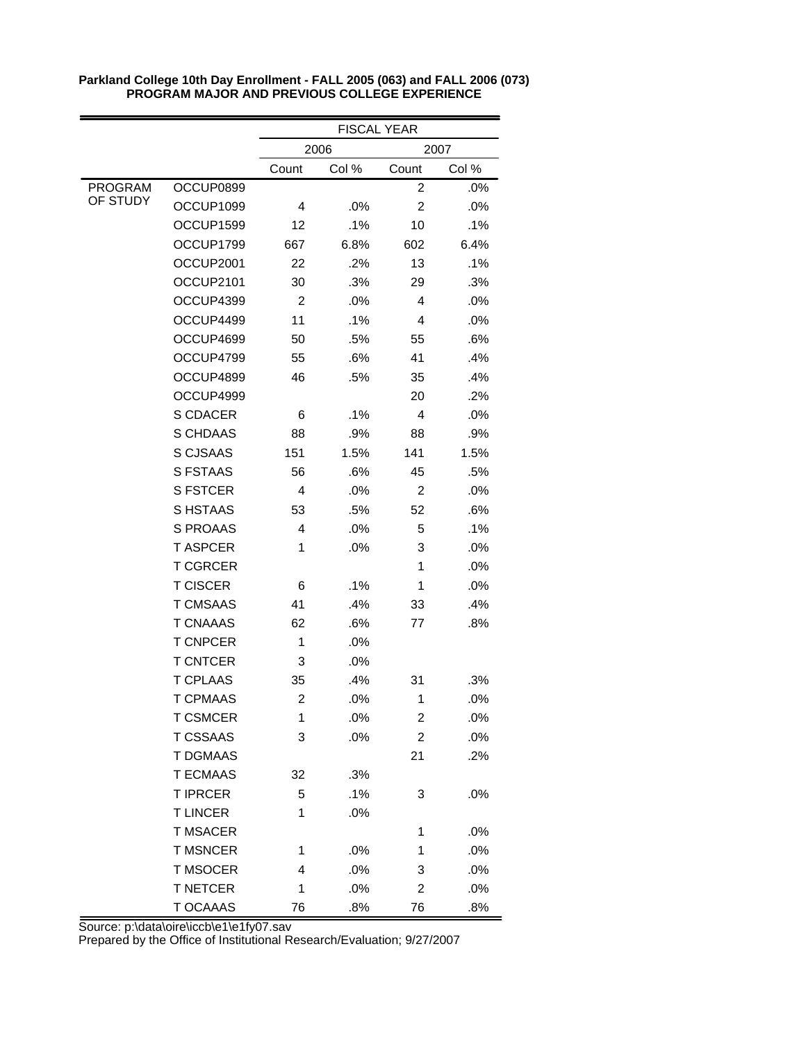**Parkland College 10th Day Enrollment - FALL 2005 (063) and FALL 2006 (073)**
**PROGRAM MAJOR AND PREVIOUS COLLEGE EXPERIENCE**

| | | FISCAL YEAR | | | |
|---|---|---|---|---|---|
| | | 2006 | | 2007 | |
| | | Count | Col % | Count | Col % |
| PROGRAM OF STUDY | OCCUP0899 | | | 2 | .0% |
| | OCCUP1099 | 4 | .0% | 2 | .0% |
| | OCCUP1599 | 12 | .1% | 10 | .1% |
| | OCCUP1799 | 667 | 6.8% | 602 | 6.4% |
| | OCCUP2001 | 22 | .2% | 13 | .1% |
| | OCCUP2101 | 30 | .3% | 29 | .3% |
| | OCCUP4399 | 2 | .0% | 4 | .0% |
| | OCCUP4499 | 11 | .1% | 4 | .0% |
| | OCCUP4699 | 50 | .5% | 55 | .6% |
| | OCCUP4799 | 55 | .6% | 41 | .4% |
| | OCCUP4899 | 46 | .5% | 35 | .4% |
| | OCCUP4999 | | | 20 | .2% |
| | S CDACER | 6 | .1% | 4 | .0% |
| | S CHDAAS | 88 | .9% | 88 | .9% |
| | S CJSAAS | 151 | 1.5% | 141 | 1.5% |
| | S FSTAAS | 56 | .6% | 45 | .5% |
| | S FSTCER | 4 | .0% | 2 | .0% |
| | S HSTAAS | 53 | .5% | 52 | .6% |
| | S PROAAS | 4 | .0% | 5 | .1% |
| | T ASPCER | 1 | .0% | 3 | .0% |
| | T CGRCER | | | 1 | .0% |
| | T CISCER | 6 | .1% | 1 | .0% |
| | T CMSAAS | 41 | .4% | 33 | .4% |
| | T CNAAAS | 62 | .6% | 77 | .8% |
| | T CNPCER | 1 | .0% | | |
| | T CNTCER | 3 | .0% | | |
| | T CPLAAS | 35 | .4% | 31 | .3% |
| | T CPMAAS | 2 | .0% | 1 | .0% |
| | T CSMCER | 1 | .0% | 2 | .0% |
| | T CSSAAS | 3 | .0% | 2 | .0% |
| | T DGMAAS | | | 21 | .2% |
| | T ECMAAS | 32 | .3% | | |
| | T IPRCER | 5 | .1% | 3 | .0% |
| | T LINCER | 1 | .0% | | |
| | T MSACER | | | 1 | .0% |
| | T MSNCER | 1 | .0% | 1 | .0% |
| | T MSOCER | 4 | .0% | 3 | .0% |
| | T NETCER | 1 | .0% | 2 | .0% |
| | T OCAAAS | 76 | .8% | 76 | .8% |

Source: p:\data\oire\iccb\e1\e1fy07.sav
Prepared by the Office of Institutional Research/Evaluation; 9/27/2007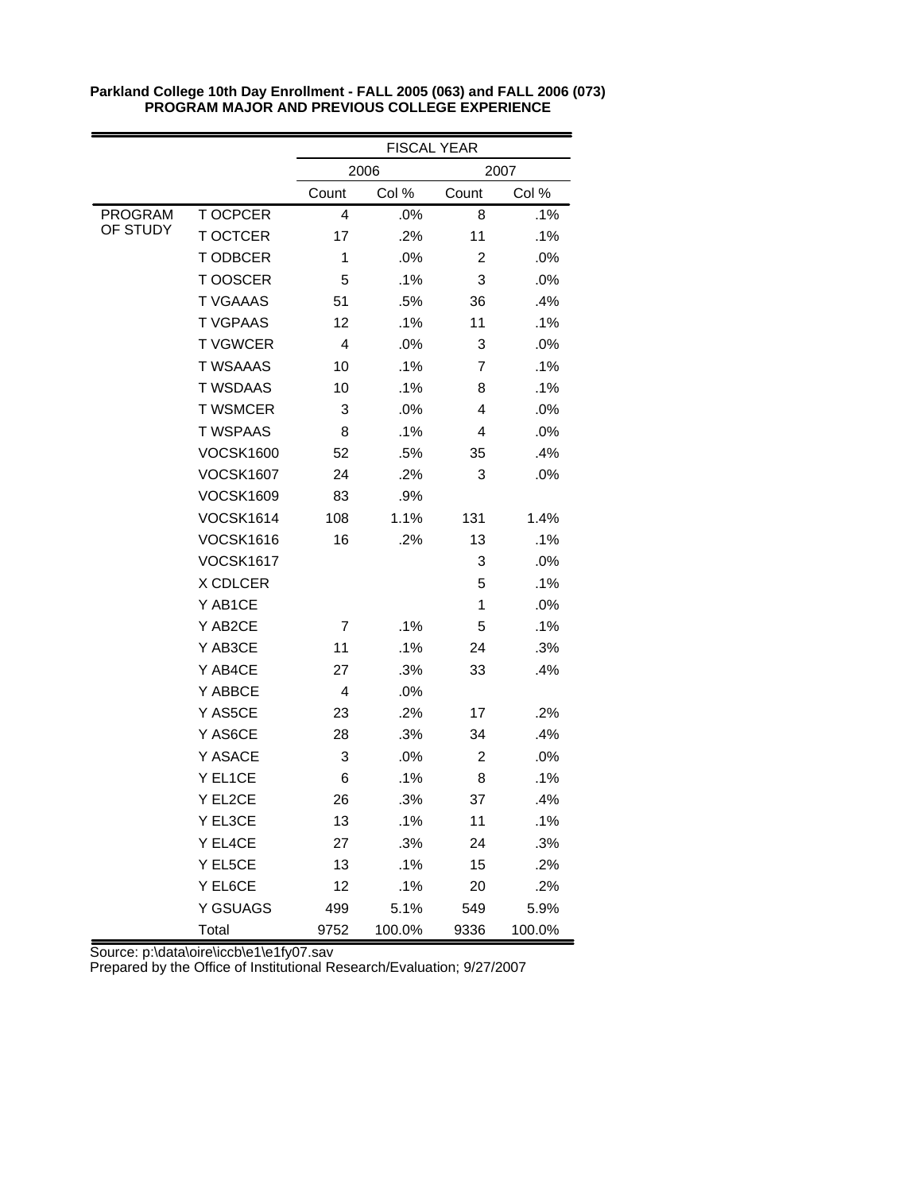**Parkland College 10th Day Enrollment - FALL 2005 (063) and FALL 2006 (073)**
**PROGRAM MAJOR AND PREVIOUS COLLEGE EXPERIENCE**

| | | FISCAL YEAR | | | |
|---|---|---|---|---|---|
| | | 2006 | | 2007 | |
| | | Count | Col % | Count | Col % |
| PROGRAM OF STUDY | T OCPCER | 4 | .0% | 8 | .1% |
| | T OCTCER | 17 | .2% | 11 | .1% |
| | T ODBCER | 1 | .0% | 2 | .0% |
| | T OOSCER | 5 | .1% | 3 | .0% |
| | T VGAAAS | 51 | .5% | 36 | .4% |
| | T VGPAAS | 12 | .1% | 11 | .1% |
| | T VGWCER | 4 | .0% | 3 | .0% |
| | T WSAAAS | 10 | .1% | 7 | .1% |
| | T WSDAAS | 10 | .1% | 8 | .1% |
| | T WSMCER | 3 | .0% | 4 | .0% |
| | T WSPAAS | 8 | .1% | 4 | .0% |
| | VOCSK1600 | 52 | .5% | 35 | .4% |
| | VOCSK1607 | 24 | .2% | 3 | .0% |
| | VOCSK1609 | 83 | .9% | | |
| | VOCSK1614 | 108 | 1.1% | 131 | 1.4% |
| | VOCSK1616 | 16 | .2% | 13 | .1% |
| | VOCSK1617 | | | 3 | .0% |
| | X CDLCER | | | 5 | .1% |
| | Y AB1CE | | | 1 | .0% |
| | Y AB2CE | 7 | .1% | 5 | .1% |
| | Y AB3CE | 11 | .1% | 24 | .3% |
| | Y AB4CE | 27 | .3% | 33 | .4% |
| | Y ABBCE | 4 | .0% | | |
| | Y AS5CE | 23 | .2% | 17 | .2% |
| | Y AS6CE | 28 | .3% | 34 | .4% |
| | Y ASACE | 3 | .0% | 2 | .0% |
| | Y EL1CE | 6 | .1% | 8 | .1% |
| | Y EL2CE | 26 | .3% | 37 | .4% |
| | Y EL3CE | 13 | .1% | 11 | .1% |
| | Y EL4CE | 27 | .3% | 24 | .3% |
| | Y EL5CE | 13 | .1% | 15 | .2% |
| | Y EL6CE | 12 | .1% | 20 | .2% |
| | Y GSUAGS | 499 | 5.1% | 549 | 5.9% |
| | Total | 9752 | 100.0% | 9336 | 100.0% |

Source: p:\data\oire\iccb\e1\e1fy07.sav
Prepared by the Office of Institutional Research/Evaluation; 9/27/2007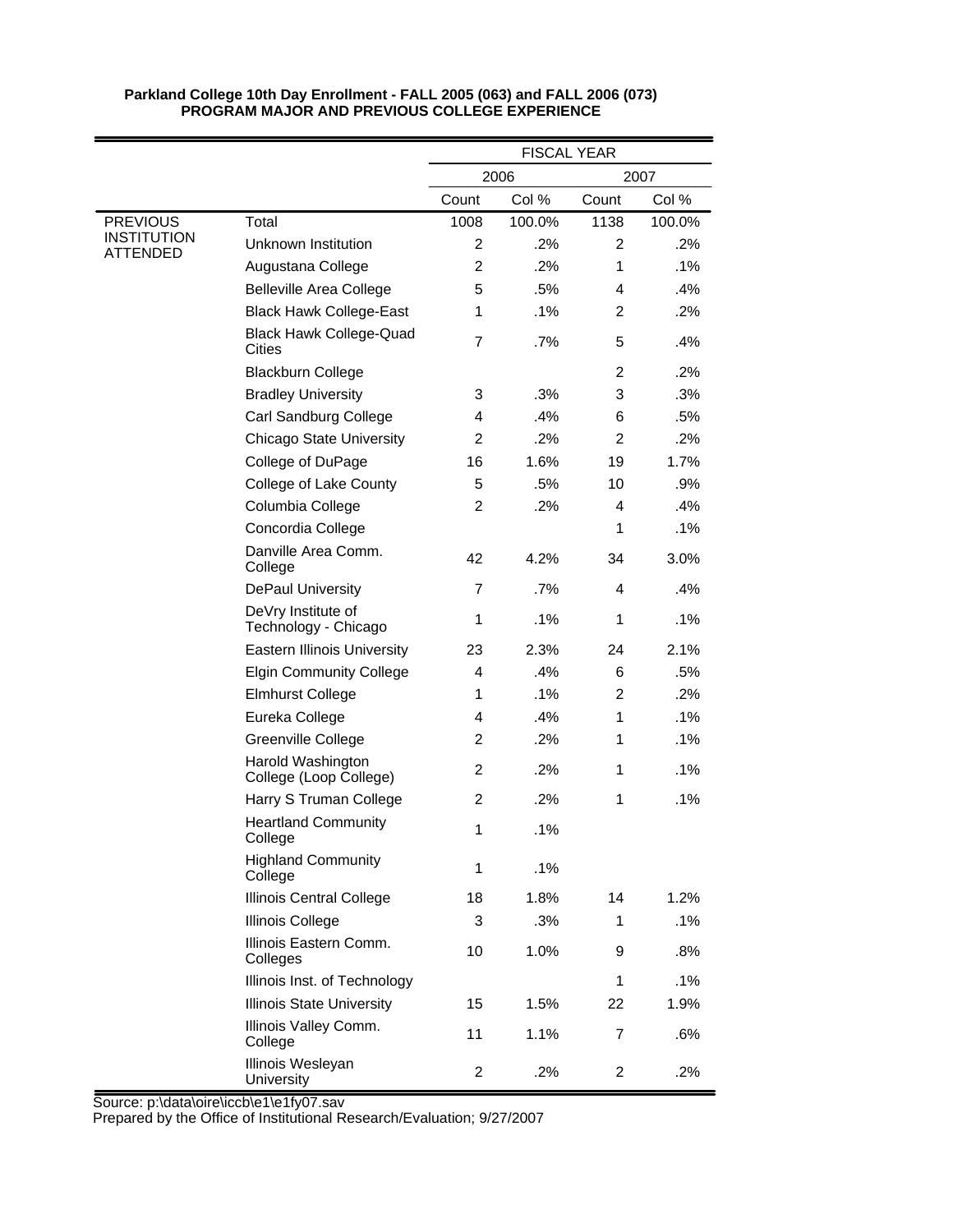**Parkland College 10th Day Enrollment - FALL 2005 (063) and FALL 2006 (073)**
**PROGRAM MAJOR AND PREVIOUS COLLEGE EXPERIENCE**

| | | FISCAL YEAR | | | |
|---|---|---|---|---|---|
| | | 2006 | | 2007 | |
| | | Count | Col % | Count | Col % |
| PREVIOUS INSTITUTION ATTENDED | Total | 1008 | 100.0% | 1138 | 100.0% |
| | Unknown Institution | 2 | .2% | 2 | .2% |
| | Augustana College | 2 | .2% | 1 | .1% |
| | Belleville Area College | 5 | .5% | 4 | .4% |
| | Black Hawk College-East | 1 | .1% | 2 | .2% |
| | Black Hawk College-Quad Cities | 7 | .7% | 5 | .4% |
| | Blackburn College | | | 2 | .2% |
| | Bradley University | 3 | .3% | 3 | .3% |
| | Carl Sandburg College | 4 | .4% | 6 | .5% |
| | Chicago State University | 2 | .2% | 2 | .2% |
| | College of DuPage | 16 | 1.6% | 19 | 1.7% |
| | College of Lake County | 5 | .5% | 10 | .9% |
| | Columbia College | 2 | .2% | 4 | .4% |
| | Concordia College | | | 1 | .1% |
| | Danville Area Comm. College | 42 | 4.2% | 34 | 3.0% |
| | DePaul University | 7 | .7% | 4 | .4% |
| | DeVry Institute of Technology - Chicago | 1 | .1% | 1 | .1% |
| | Eastern Illinois University | 23 | 2.3% | 24 | 2.1% |
| | Elgin Community College | 4 | .4% | 6 | .5% |
| | Elmhurst College | 1 | .1% | 2 | .2% |
| | Eureka College | 4 | .4% | 1 | .1% |
| | Greenville College | 2 | .2% | 1 | .1% |
| | Harold Washington College (Loop College) | 2 | .2% | 1 | .1% |
| | Harry S Truman College | 2 | .2% | 1 | .1% |
| | Heartland Community College | 1 | .1% | | |
| | Highland Community College | 1 | .1% | | |
| | Illinois Central College | 18 | 1.8% | 14 | 1.2% |
| | Illinois College | 3 | .3% | 1 | .1% |
| | Illinois Eastern Comm. Colleges | 10 | 1.0% | 9 | .8% |
| | Illinois Inst. of Technology | | | 1 | .1% |
| | Illinois State University | 15 | 1.5% | 22 | 1.9% |
| | Illinois Valley Comm. College | 11 | 1.1% | 7 | .6% |
| | Illinois Wesleyan University | 2 | .2% | 2 | .2% |

Source: p:\data\oire\iccb\e1\e1fy07.sav
Prepared by the Office of Institutional Research/Evaluation; 9/27/2007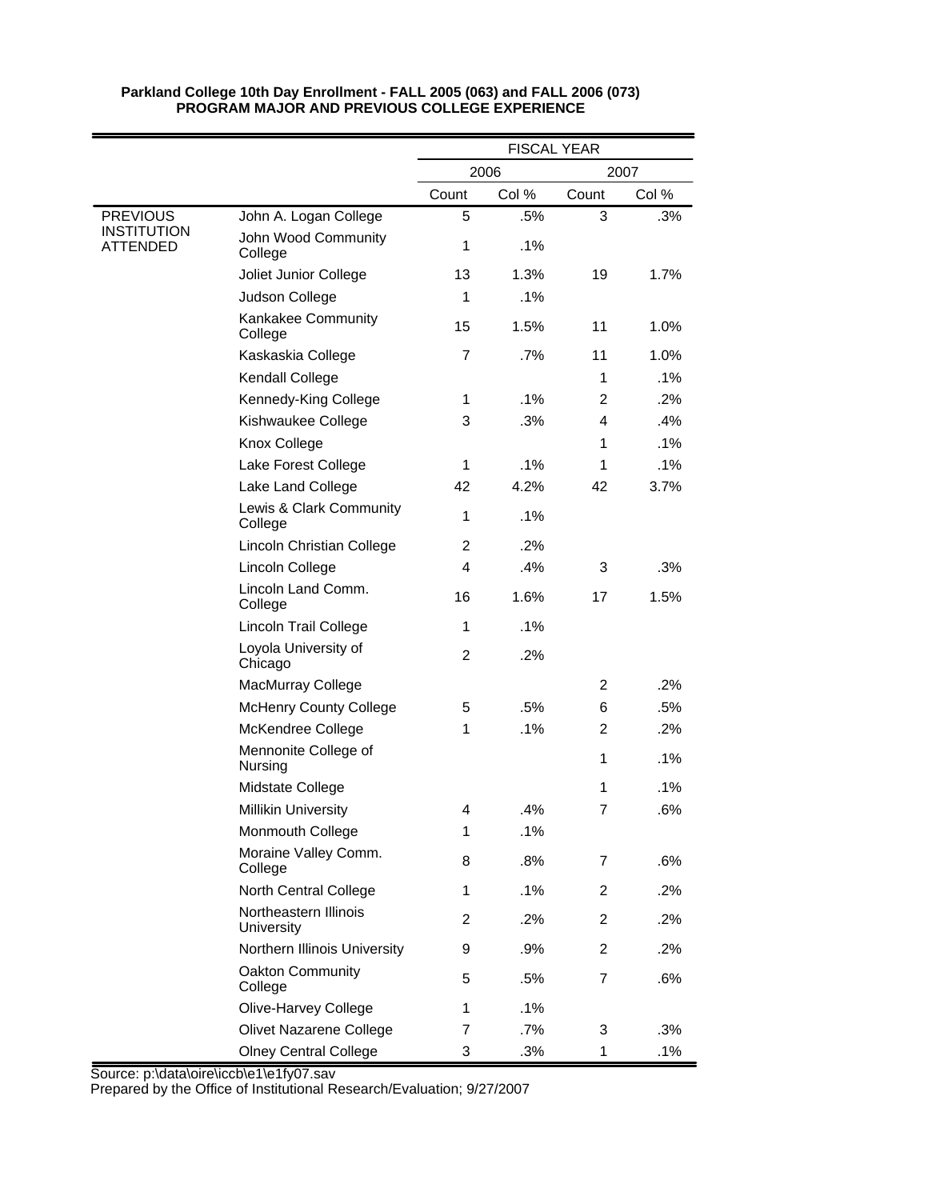**Parkland College 10th Day Enrollment - FALL 2005 (063) and FALL 2006 (073)**
**PROGRAM MAJOR AND PREVIOUS COLLEGE EXPERIENCE**

| | | FISCAL YEAR | | | |
|---|---|---|---|---|---|
| | | 2006 | | 2007 | |
| | | Count | Col % | Count | Col % |
| PREVIOUS INSTITUTION ATTENDED | John A. Logan College | 5 | .5% | 3 | .3% |
| | John Wood Community College | 1 | .1% | | |
| | Joliet Junior College | 13 | 1.3% | 19 | 1.7% |
| | Judson College | 1 | .1% | | |
| | Kankakee Community College | 15 | 1.5% | 11 | 1.0% |
| | Kaskaskia College | 7 | .7% | 11 | 1.0% |
| | Kendall College | | | 1 | .1% |
| | Kennedy-King College | 1 | .1% | 2 | .2% |
| | Kishwaukee College | 3 | .3% | 4 | .4% |
| | Knox College | | | 1 | .1% |
| | Lake Forest College | 1 | .1% | 1 | .1% |
| | Lake Land College | 42 | 4.2% | 42 | 3.7% |
| | Lewis & Clark Community College | 1 | .1% | | |
| | Lincoln Christian College | 2 | .2% | | |
| | Lincoln College | 4 | .4% | 3 | .3% |
| | Lincoln Land Comm. College | 16 | 1.6% | 17 | 1.5% |
| | Lincoln Trail College | 1 | .1% | | |
| | Loyola University of Chicago | 2 | .2% | | |
| | MacMurray College | | | 2 | .2% |
| | McHenry County College | 5 | .5% | 6 | .5% |
| | McKendree College | 1 | .1% | 2 | .2% |
| | Mennonite College of Nursing | | | 1 | .1% |
| | Midstate College | | | 1 | .1% |
| | Millikin University | 4 | .4% | 7 | .6% |
| | Monmouth College | 1 | .1% | | |
| | Moraine Valley Comm. College | 8 | .8% | 7 | .6% |
| | North Central College | 1 | .1% | 2 | .2% |
| | Northeastern Illinois University | 2 | .2% | 2 | .2% |
| | Northern Illinois University | 9 | .9% | 2 | .2% |
| | Oakton Community College | 5 | .5% | 7 | .6% |
| | Olive-Harvey College | 1 | .1% | | |
| | Olivet Nazarene College | 7 | .7% | 3 | .3% |
| | Olney Central College | 3 | .3% | 1 | .1% |

Source: p:\data\oire\iccb\e1\e1fy07.sav
Prepared by the Office of Institutional Research/Evaluation; 9/27/2007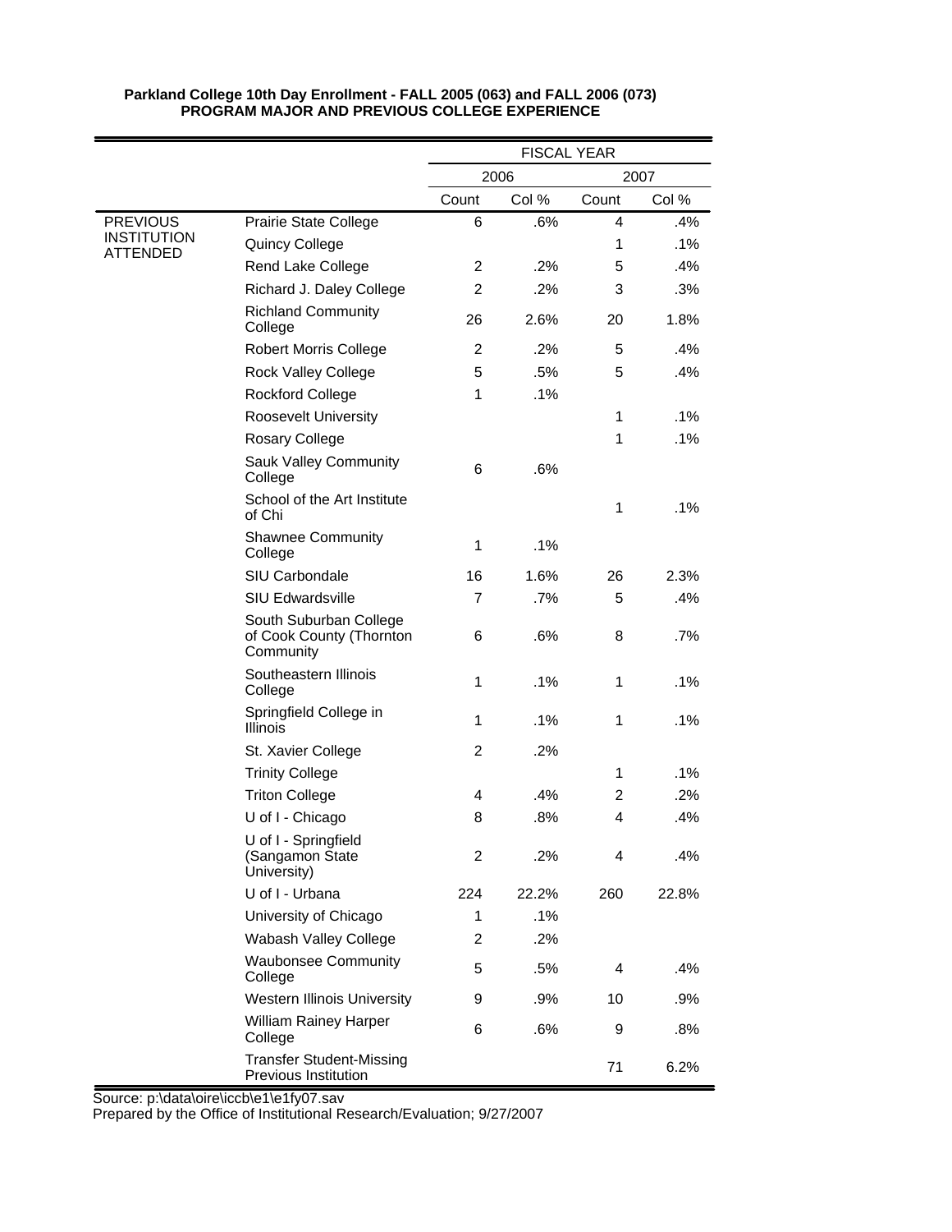**Parkland College 10th Day Enrollment - FALL 2005 (063) and FALL 2006 (073)**
**PROGRAM MAJOR AND PREVIOUS COLLEGE EXPERIENCE**

| | | FISCAL YEAR | | | |
|---|---|---|---|---|---|
| | | 2006 | | 2007 | |
| | | Count | Col % | Count | Col % |
| PREVIOUS INSTITUTION ATTENDED | Prairie State College | 6 | .6% | 4 | .4% |
| | Quincy College | | | 1 | .1% |
| | Rend Lake College | 2 | .2% | 5 | .4% |
| | Richard J. Daley College | 2 | .2% | 3 | .3% |
| | Richland Community College | 26 | 2.6% | 20 | 1.8% |
| | Robert Morris College | 2 | .2% | 5 | .4% |
| | Rock Valley College | 5 | .5% | 5 | .4% |
| | Rockford College | 1 | .1% | | |
| | Roosevelt University | | | 1 | .1% |
| | Rosary College | | | 1 | .1% |
| | Sauk Valley Community College | 6 | .6% | | |
| | School of the Art Institute of Chi | | | 1 | .1% |
| | Shawnee Community College | 1 | .1% | | |
| | SIU Carbondale | 16 | 1.6% | 26 | 2.3% |
| | SIU Edwardsville | 7 | .7% | 5 | .4% |
| | South Suburban College of Cook County (Thornton Community | 6 | .6% | 8 | .7% |
| | Southeastern Illinois College | 1 | .1% | 1 | .1% |
| | Springfield College in Illinois | 1 | .1% | 1 | .1% |
| | St. Xavier College | 2 | .2% | | |
| | Trinity College | | | 1 | .1% |
| | Triton College | 4 | .4% | 2 | .2% |
| | U of I - Chicago | 8 | .8% | 4 | .4% |
| | U of I - Springfield (Sangamon State University) | 2 | .2% | 4 | .4% |
| | U of I - Urbana | 224 | 22.2% | 260 | 22.8% |
| | University of Chicago | 1 | .1% | | |
| | Wabash Valley College | 2 | .2% | | |
| | Waubonsee Community College | 5 | .5% | 4 | .4% |
| | Western Illinois University | 9 | .9% | 10 | .9% |
| | William Rainey Harper College | 6 | .6% | 9 | .8% |
| | Transfer Student-Missing Previous Institution | | | 71 | 6.2% |

Source: p:\data\oire\iccb\e1\e1fy07.sav
Prepared by the Office of Institutional Research/Evaluation; 9/27/2007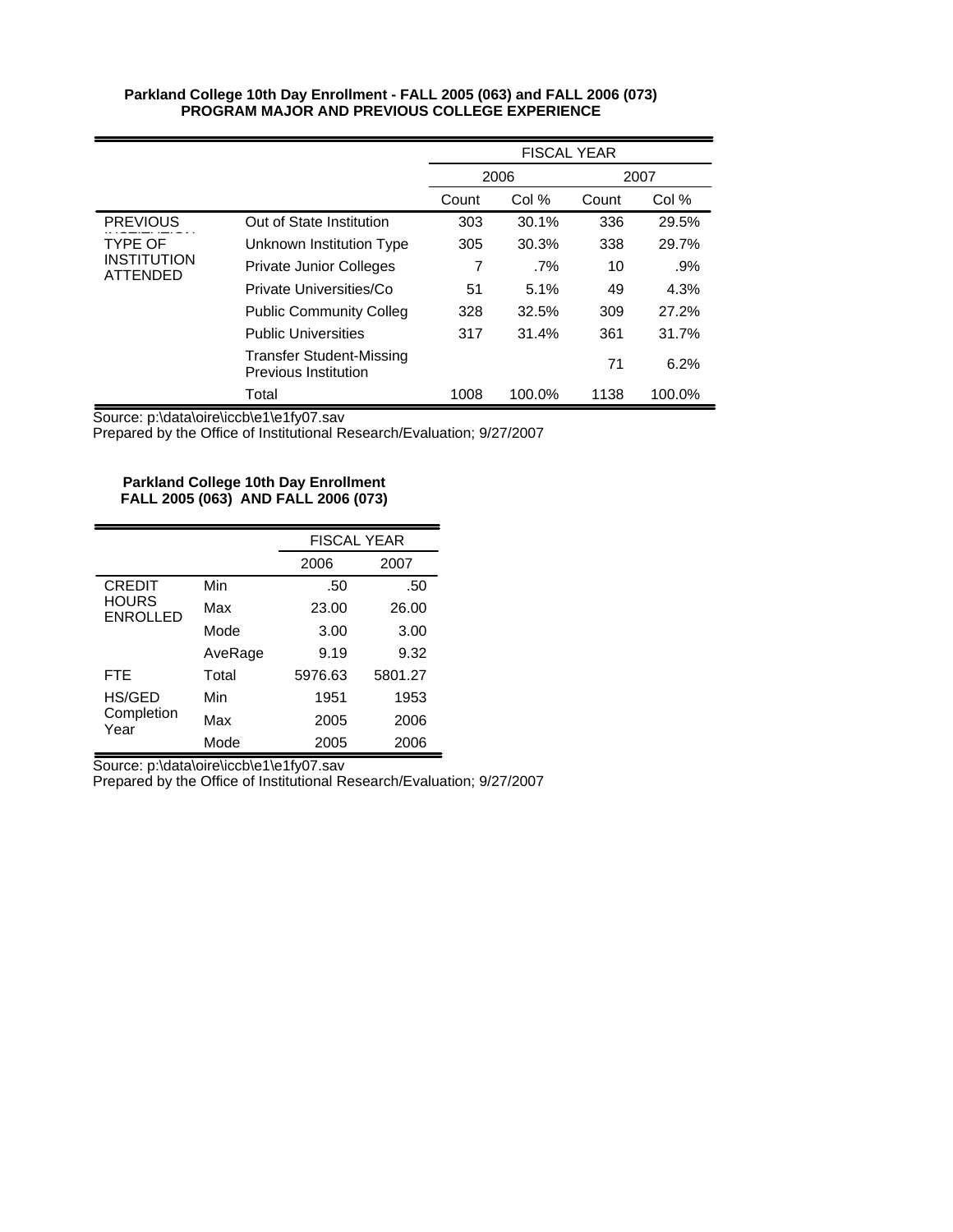**Parkland College 10th Day Enrollment - FALL 2005 (063) and FALL 2006 (073)**
**PROGRAM MAJOR AND PREVIOUS COLLEGE EXPERIENCE**

| | | FISCAL YEAR | | | |
|---|---|---|---|---|---|
| | | 2006 | | 2007 | |
| | | Count | Col % | Count | Col % |
| PREVIOUS INSTITUTION TYPE OF INSTITUTION ATTENDED | Out of State Institution | 303 | 30.1% | 336 | 29.5% |
| | Unknown Institution Type | 305 | 30.3% | 338 | 29.7% |
| | Private Junior Colleges | 7 | .7% | 10 | .9% |
| | Private Universities/Co | 51 | 5.1% | 49 | 4.3% |
| | Public Community Colleg | 328 | 32.5% | 309 | 27.2% |
| | Public Universities | 317 | 31.4% | 361 | 31.7% |
| | Transfer Student-Missing Previous Institution | | | 71 | 6.2% |
| | Total | 1008 | 100.0% | 1138 | 100.0% |

Source: p:\data\oire\iccb\e1\e1fy07.sav
Prepared by the Office of Institutional Research/Evaluation; 9/27/2007

**Parkland College 10th Day Enrollment**
**FALL 2005 (063) AND FALL 2006 (073)**

| | | FISCAL YEAR | |
|---|---|---|---|
| | | 2006 | 2007 |
| CREDIT HOURS ENROLLED | Min | .50 | .50 |
| | Max | 23.00 | 26.00 |
| | Mode | 3.00 | 3.00 |
| | AveRage | 9.19 | 9.32 |
| FTE | Total | 5976.63 | 5801.27 |
| HS/GED Completion Year | Min | 1951 | 1953 |
| | Max | 2005 | 2006 |
| | Mode | 2005 | 2006 |

Source: p:\data\oire\iccb\e1\e1fy07.sav
Prepared by the Office of Institutional Research/Evaluation; 9/27/2007